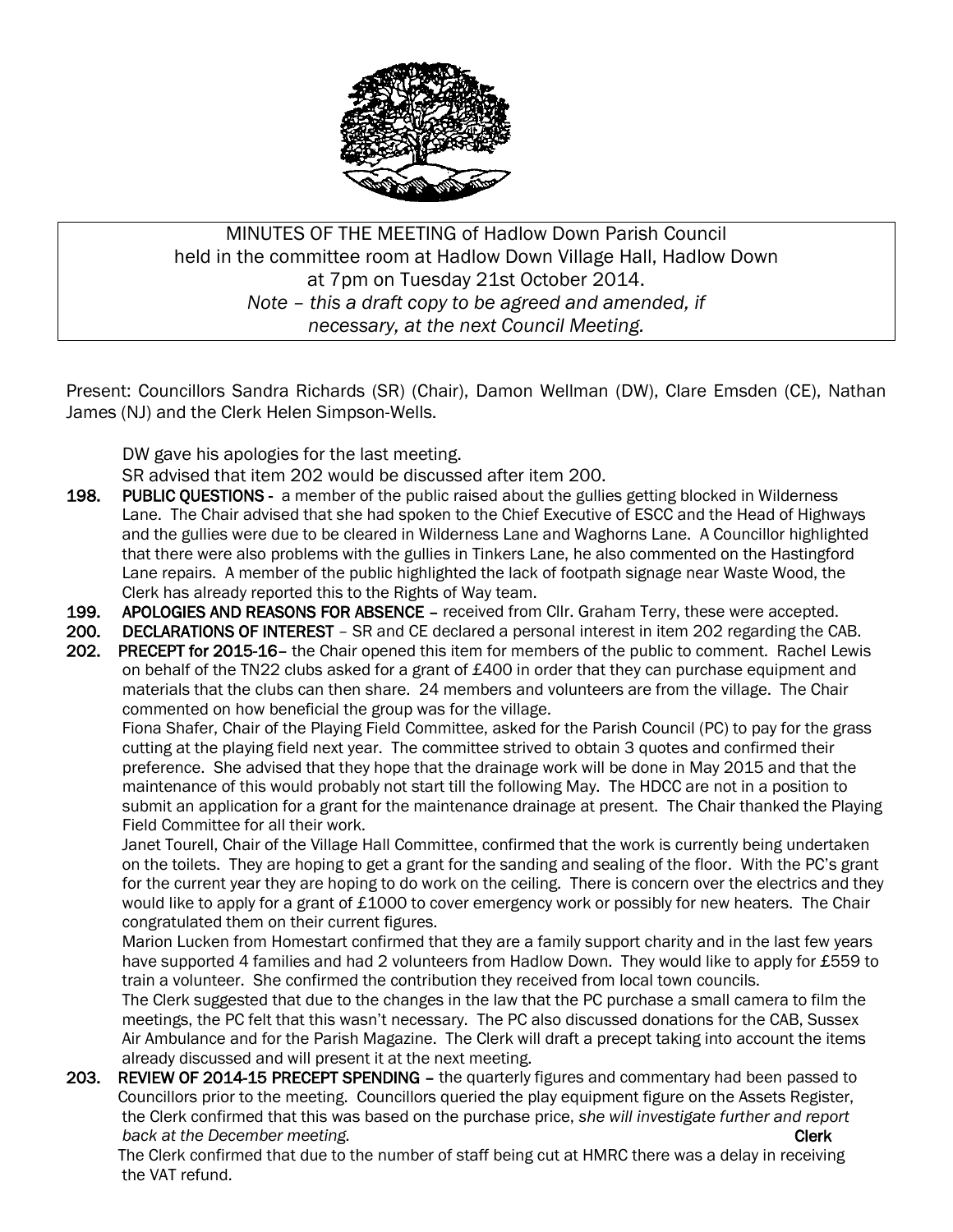MINUTES OF THE MEETING of Hadlow Down Parish Council
held in the committee room at Hadlow Down Village Hall, Hadlow Down
at 7pm on Tuesday 21st October 2014.
*Note – this a draft copy to be agreed and amended, if necessary, at the next Council Meeting.*

Present: Councillors Sandra Richards (SR) (Chair), Damon Wellman (DW), Clare Emsden (CE), Nathan James (NJ) and the Clerk Helen Simpson-Wells.

DW gave his apologies for the last meeting.
SR advised that item 202 would be discussed after item 200.

**198. PUBLIC QUESTIONS** - a member of the public raised about the gullies getting blocked in Wilderness Lane. The Chair advised that she had spoken to the Chief Executive of ESCC and the Head of Highways and the gullies were due to be cleared in Wilderness Lane and Waghorns Lane. A Councillor highlighted that there were also problems with the gullies in Tinkers Lane, he also commented on the Hastingford Lane repairs. A member of the public highlighted the lack of footpath signage near Waste Wood, the Clerk has already reported this to the Rights of Way team.

**199. APOLOGIES AND REASONS FOR ABSENCE** – received from Cllr. Graham Terry, these were accepted.

**200. DECLARATIONS OF INTEREST** – SR and CE declared a personal interest in item 202 regarding the CAB.

**202. PRECEPT for 2015-16**– the Chair opened this item for members of the public to comment. Rachel Lewis on behalf of the TN22 clubs asked for a grant of £400 in order that they can purchase equipment and materials that the clubs can then share. 24 members and volunteers are from the village. The Chair commented on how beneficial the group was for the village.

Fiona Shafer, Chair of the Playing Field Committee, asked for the Parish Council (PC) to pay for the grass cutting at the playing field next year. The committee strived to obtain 3 quotes and confirmed their preference. She advised that they hope that the drainage work will be done in May 2015 and that the maintenance of this would probably not start till the following May. The HDCC are not in a position to submit an application for a grant for the maintenance drainage at present. The Chair thanked the Playing Field Committee for all their work.

Janet Tourell, Chair of the Village Hall Committee, confirmed that the work is currently being undertaken on the toilets. They are hoping to get a grant for the sanding and sealing of the floor. With the PC's grant for the current year they are hoping to do work on the ceiling. There is concern over the electrics and they would like to apply for a grant of £1000 to cover emergency work or possibly for new heaters. The Chair congratulated them on their current figures.

Marion Lucken from Homestart confirmed that they are a family support charity and in the last few years have supported 4 families and had 2 volunteers from Hadlow Down. They would like to apply for £559 to train a volunteer. She confirmed the contribution they received from local town councils.

The Clerk suggested that due to the changes in the law that the PC purchase a small camera to film the meetings, the PC felt that this wasn't necessary. The PC also discussed donations for the CAB, Sussex Air Ambulance and for the Parish Magazine. The Clerk will draft a precept taking into account the items already discussed and will present it at the next meeting.

**203. REVIEW OF 2014-15 PRECEPT SPENDING** – the quarterly figures and commentary had been passed to Councillors prior to the meeting. Councillors queried the play equipment figure on the Assets Register, the Clerk confirmed that this was based on the purchase price, *she will investigate further and report back at the December meeting.* **Clerk**

The Clerk confirmed that due to the number of staff being cut at HMRC there was a delay in receiving the VAT refund.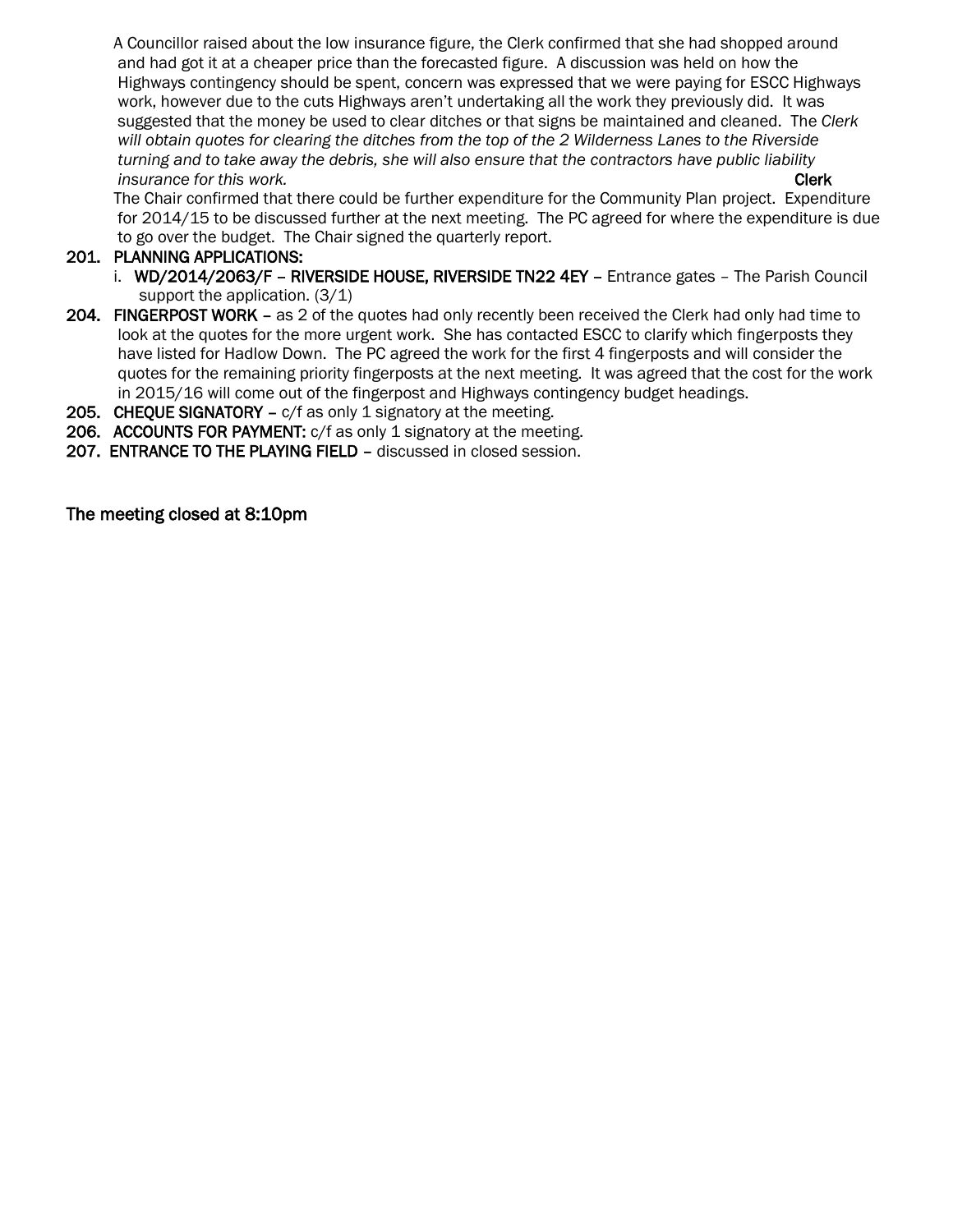A Councillor raised about the low insurance figure, the Clerk confirmed that she had shopped around and had got it at a cheaper price than the forecasted figure. A discussion was held on how the Highways contingency should be spent, concern was expressed that we were paying for ESCC Highways work, however due to the cuts Highways aren't undertaking all the work they previously did. It was suggested that the money be used to clear ditches or that signs be maintained and cleaned. The *Clerk will obtain quotes for clearing the ditches from the top of the 2 Wilderness Lanes to the Riverside turning and to take away the debris, she will also ensure that the contractors have public liability insurance for this work.* **Clerk**

The Chair confirmed that there could be further expenditure for the Community Plan project. Expenditure for 2014/15 to be discussed further at the next meeting. The PC agreed for where the expenditure is due to go over the budget. The Chair signed the quarterly report.

**201. PLANNING APPLICATIONS:**

i. **WD/2014/2063/F – RIVERSIDE HOUSE, RIVERSIDE TN22 4EY** – Entrance gates – The Parish Council support the application. (3/1)

**204. FINGERPOST WORK** – as 2 of the quotes had only recently been received the Clerk had only had time to look at the quotes for the more urgent work. She has contacted ESCC to clarify which fingerposts they have listed for Hadlow Down. The PC agreed the work for the first 4 fingerposts and will consider the quotes for the remaining priority fingerposts at the next meeting. It was agreed that the cost for the work in 2015/16 will come out of the fingerpost and Highways contingency budget headings.

**205. CHEQUE SIGNATORY** – c/f as only 1 signatory at the meeting.

**206. ACCOUNTS FOR PAYMENT:** c/f as only 1 signatory at the meeting.

**207. ENTRANCE TO THE PLAYING FIELD** – discussed in closed session.

**The meeting closed at 8:10pm**